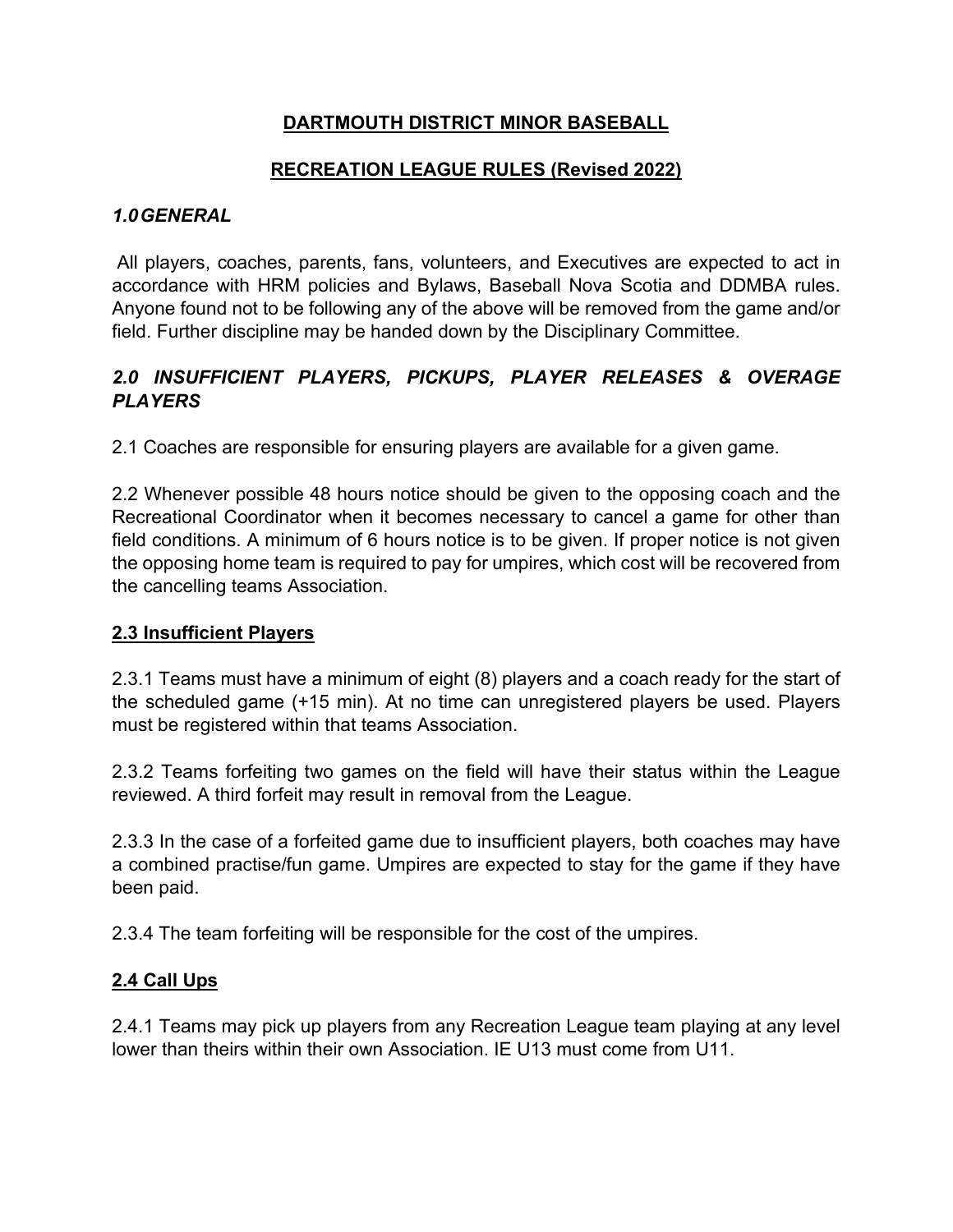# DARTMOUTH DISTRICT MINOR BASEBALL

## RECREATION LEAGUE RULES (Revised 2022)

### *1.0 GENERAL*

All players, coaches, parents, fans, volunteers, and Executives are expected to act in accordance with HRM policies and Bylaws, Baseball Nova Scotia and DDMBA rules. Anyone found not to be following any of the above will be removed from the game and/or field. Further discipline may be handed down by the Disciplinary Committee.

### *2.0 INSUFFICIENT PLAYERS, PICKUPS, PLAYER RELEASES & OVERAGE PLAYERS*

2.1 Coaches are responsible for ensuring players are available for a given game.

2.2 Whenever possible 48 hours notice should be given to the opposing coach and the Recreational Coordinator when it becomes necessary to cancel a game for other than field conditions. A minimum of 6 hours notice is to be given. If proper notice is not given the opposing home team is required to pay for umpires, which cost will be recovered from the cancelling teams Association.

#### 2.3 Insufficient Players

2.3.1 Teams must have a minimum of eight (8) players and a coach ready for the start of the scheduled game (+15 min). At no time can unregistered players be used. Players must be registered within that teams Association.

2.3.2 Teams forfeiting two games on the field will have their status within the League reviewed. A third forfeit may result in removal from the League.

2.3.3 In the case of a forfeited game due to insufficient players, both coaches may have a combined practise/fun game. Umpires are expected to stay for the game if they have been paid.

2.3.4 The team forfeiting will be responsible for the cost of the umpires.

#### 2.4 Call Ups

2.4.1 Teams may pick up players from any Recreation League team playing at any level lower than theirs within their own Association. IE U13 must come from U11.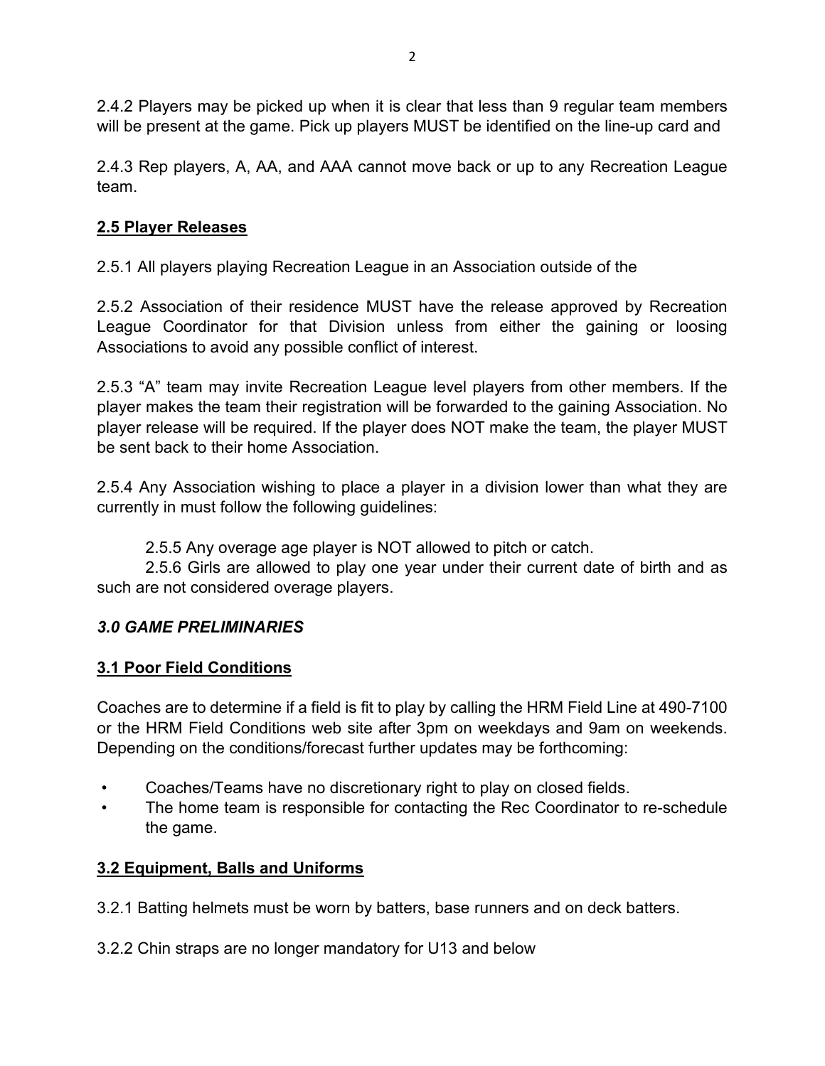2.4.2 Players may be picked up when it is clear that less than 9 regular team members will be present at the game. Pick up players MUST be identified on the line-up card and

2.4.3 Rep players, A, AA, and AAA cannot move back or up to any Recreation League team.

**2.5 Player Releases**

2.5.1 All players playing Recreation League in an Association outside of the

2.5.2 Association of their residence MUST have the release approved by Recreation League Coordinator for that Division unless from either the gaining or loosing Associations to avoid any possible conflict of interest.

2.5.3 "A" team may invite Recreation League level players from other members. If the player makes the team their registration will be forwarded to the gaining Association. No player release will be required. If the player does NOT make the team, the player MUST be sent back to their home Association.

2.5.4 Any Association wishing to place a player in a division lower than what they are currently in must follow the following guidelines:

2.5.5 Any overage age player is NOT allowed to pitch or catch.

2.5.6 Girls are allowed to play one year under their current date of birth and as such are not considered overage players.

## *3.0 GAME PRELIMINARIES*

**3.1 Poor Field Conditions**

Coaches are to determine if a field is fit to play by calling the HRM Field Line at 490-7100 or the HRM Field Conditions web site after 3pm on weekdays and 9am on weekends. Depending on the conditions/forecast further updates may be forthcoming:

- Coaches/Teams have no discretionary right to play on closed fields.
- The home team is responsible for contacting the Rec Coordinator to re-schedule the game.

**3.2 Equipment, Balls and Uniforms**

3.2.1 Batting helmets must be worn by batters, base runners and on deck batters.

3.2.2 Chin straps are no longer mandatory for U13 and below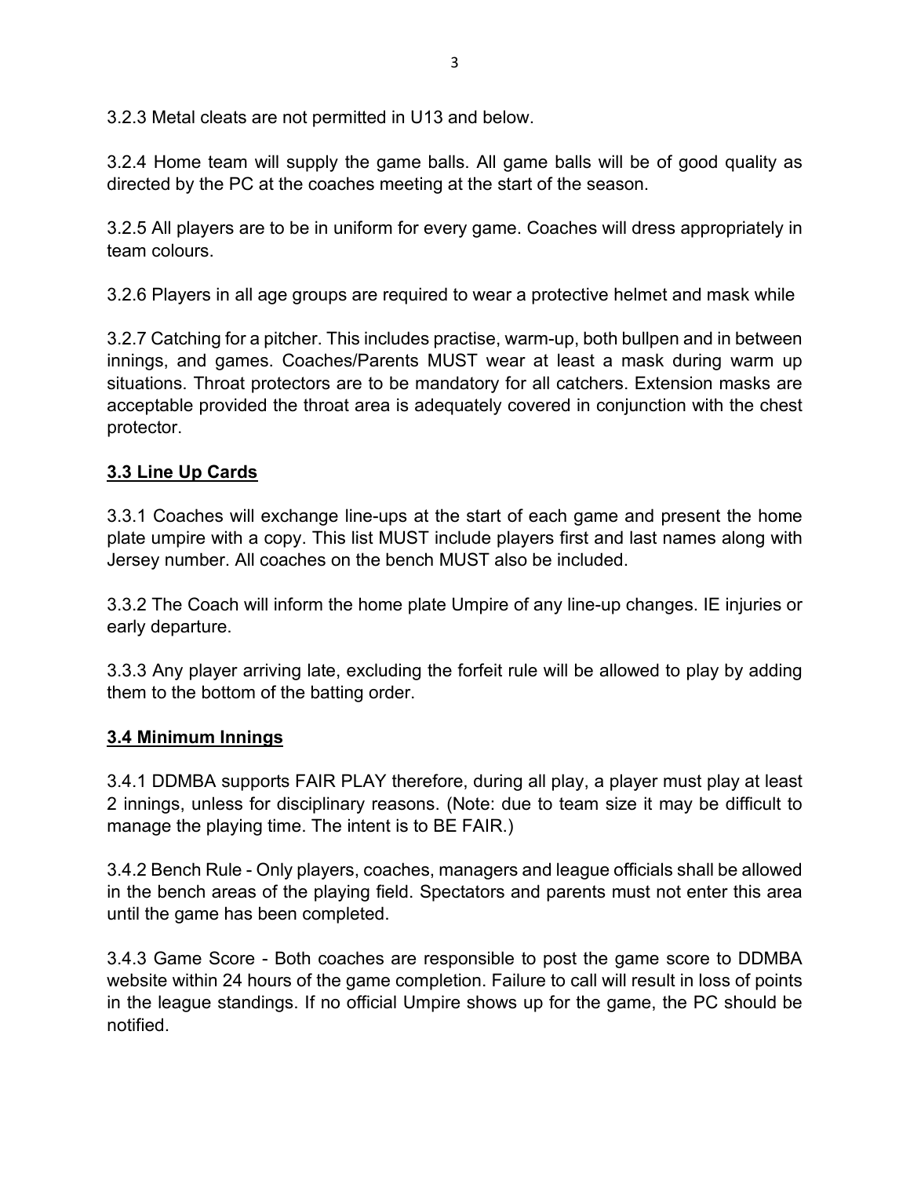3.2.3 Metal cleats are not permitted in U13 and below.

3.2.4 Home team will supply the game balls. All game balls will be of good quality as directed by the PC at the coaches meeting at the start of the season.

3.2.5 All players are to be in uniform for every game. Coaches will dress appropriately in team colours.

3.2.6 Players in all age groups are required to wear a protective helmet and mask while

3.2.7 Catching for a pitcher. This includes practise, warm-up, both bullpen and in between innings, and games. Coaches/Parents MUST wear at least a mask during warm up situations. Throat protectors are to be mandatory for all catchers. Extension masks are acceptable provided the throat area is adequately covered in conjunction with the chest protector.

### <u>3.3 Line Up Cards</u>

3.3.1 Coaches will exchange line-ups at the start of each game and present the home plate umpire with a copy. This list MUST include players first and last names along with Jersey number. All coaches on the bench MUST also be included.

3.3.2 The Coach will inform the home plate Umpire of any line-up changes. IE injuries or early departure.

3.3.3 Any player arriving late, excluding the forfeit rule will be allowed to play by adding them to the bottom of the batting order.

### <u>3.4 Minimum Innings</u>

3.4.1 DDMBA supports FAIR PLAY therefore, during all play, a player must play at least 2 innings, unless for disciplinary reasons. (Note: due to team size it may be difficult to manage the playing time. The intent is to BE FAIR.)

3.4.2 Bench Rule - Only players, coaches, managers and league officials shall be allowed in the bench areas of the playing field. Spectators and parents must not enter this area until the game has been completed.

3.4.3 Game Score - Both coaches are responsible to post the game score to DDMBA website within 24 hours of the game completion. Failure to call will result in loss of points in the league standings. If no official Umpire shows up for the game, the PC should be notified.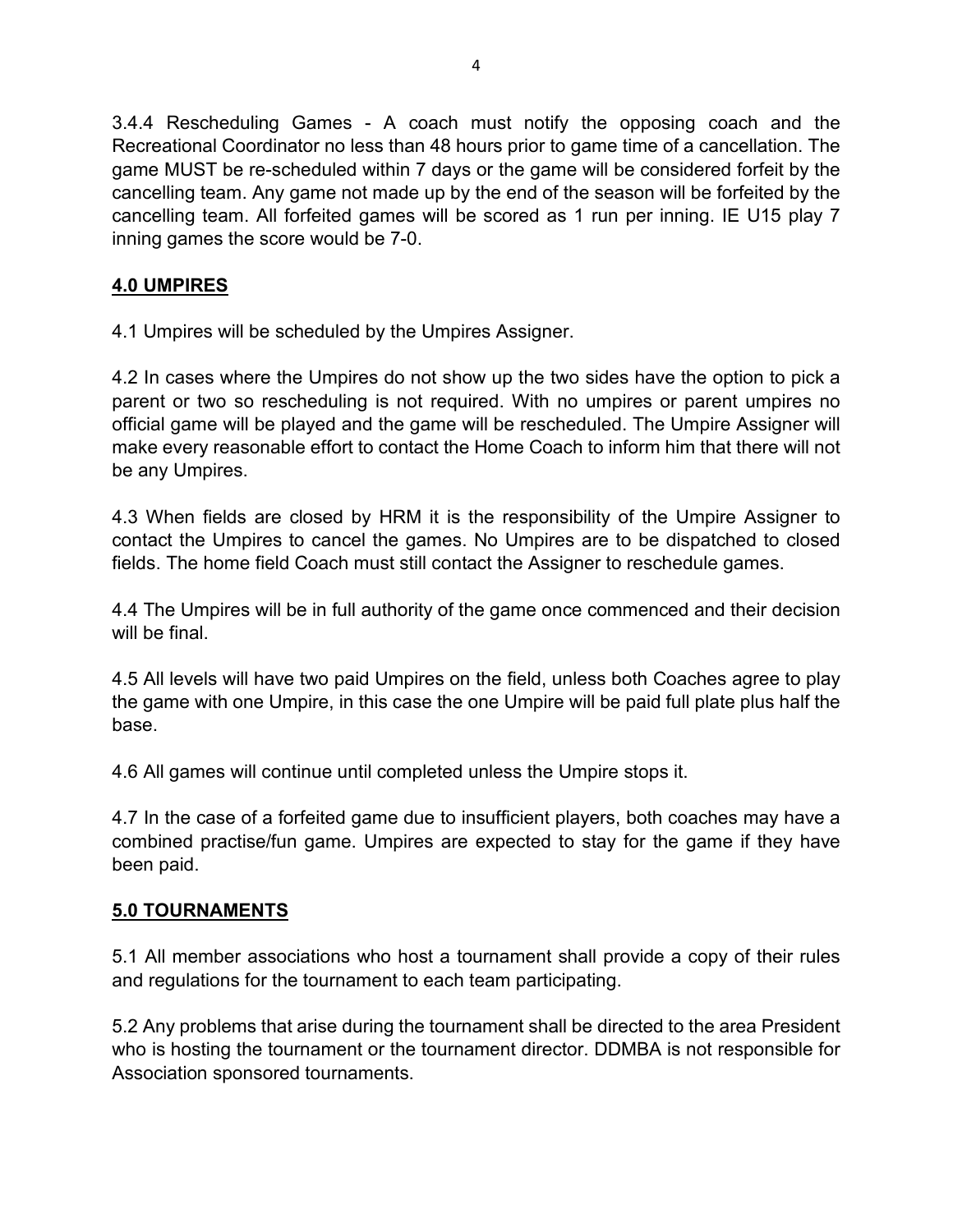3.4.4 Rescheduling Games - A coach must notify the opposing coach and the Recreational Coordinator no less than 48 hours prior to game time of a cancellation. The game MUST be re-scheduled within 7 days or the game will be considered forfeit by the cancelling team. Any game not made up by the end of the season will be forfeited by the cancelling team. All forfeited games will be scored as 1 run per inning. IE U15 play 7 inning games the score would be 7-0.

## 4.0 UMPIRES

4.1 Umpires will be scheduled by the Umpires Assigner.

4.2 In cases where the Umpires do not show up the two sides have the option to pick a parent or two so rescheduling is not required. With no umpires or parent umpires no official game will be played and the game will be rescheduled. The Umpire Assigner will make every reasonable effort to contact the Home Coach to inform him that there will not be any Umpires.

4.3 When fields are closed by HRM it is the responsibility of the Umpire Assigner to contact the Umpires to cancel the games. No Umpires are to be dispatched to closed fields. The home field Coach must still contact the Assigner to reschedule games.

4.4 The Umpires will be in full authority of the game once commenced and their decision will be final.

4.5 All levels will have two paid Umpires on the field, unless both Coaches agree to play the game with one Umpire, in this case the one Umpire will be paid full plate plus half the base.

4.6 All games will continue until completed unless the Umpire stops it.

4.7 In the case of a forfeited game due to insufficient players, both coaches may have a combined practise/fun game. Umpires are expected to stay for the game if they have been paid.

## 5.0 TOURNAMENTS

5.1 All member associations who host a tournament shall provide a copy of their rules and regulations for the tournament to each team participating.

5.2 Any problems that arise during the tournament shall be directed to the area President who is hosting the tournament or the tournament director. DDMBA is not responsible for Association sponsored tournaments.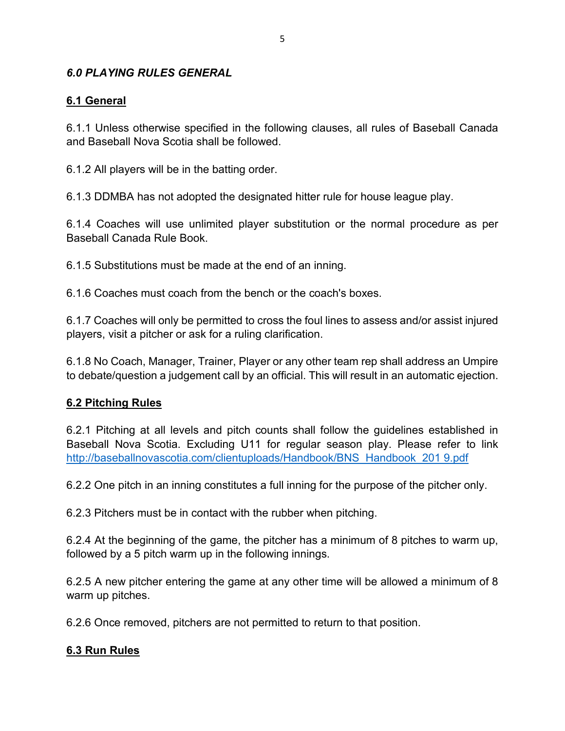## *6.0 PLAYING RULES GENERAL*

### 6.1 General

6.1.1 Unless otherwise specified in the following clauses, all rules of Baseball Canada and Baseball Nova Scotia shall be followed.

6.1.2 All players will be in the batting order.

6.1.3 DDMBA has not adopted the designated hitter rule for house league play.

6.1.4 Coaches will use unlimited player substitution or the normal procedure as per Baseball Canada Rule Book.

6.1.5 Substitutions must be made at the end of an inning.

6.1.6 Coaches must coach from the bench or the coach's boxes.

6.1.7 Coaches will only be permitted to cross the foul lines to assess and/or assist injured players, visit a pitcher or ask for a ruling clarification.

6.1.8 No Coach, Manager, Trainer, Player or any other team rep shall address an Umpire to debate/question a judgement call by an official. This will result in an automatic ejection.

### 6.2 Pitching Rules

6.2.1 Pitching at all levels and pitch counts shall follow the guidelines established in Baseball Nova Scotia. Excluding U11 for regular season play. Please refer to link http://baseballnovascotia.com/clientuploads/Handbook/BNS_Handbook_201 9.pdf

6.2.2 One pitch in an inning constitutes a full inning for the purpose of the pitcher only.

6.2.3 Pitchers must be in contact with the rubber when pitching.

6.2.4 At the beginning of the game, the pitcher has a minimum of 8 pitches to warm up, followed by a 5 pitch warm up in the following innings.

6.2.5 A new pitcher entering the game at any other time will be allowed a minimum of 8 warm up pitches.

6.2.6 Once removed, pitchers are not permitted to return to that position.

### 6.3 Run Rules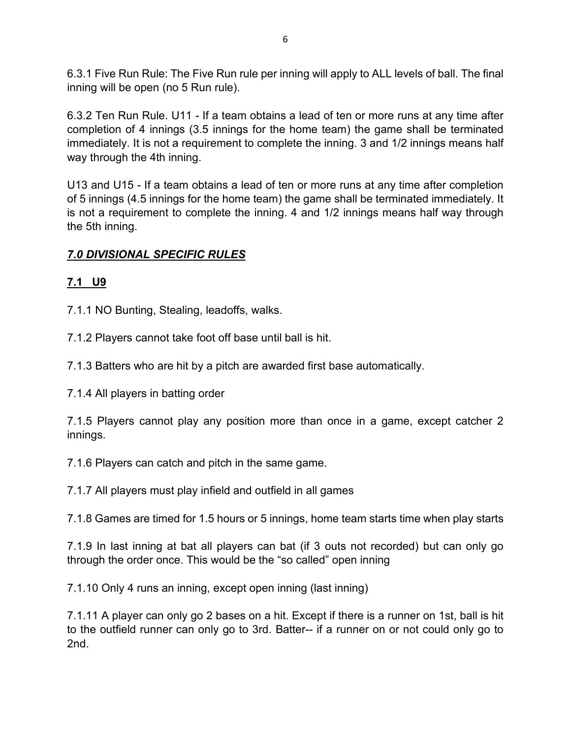6.3.1 Five Run Rule: The Five Run rule per inning will apply to ALL levels of ball. The final inning will be open (no 5 Run rule).

6.3.2 Ten Run Rule. U11 - If a team obtains a lead of ten or more runs at any time after completion of 4 innings (3.5 innings for the home team) the game shall be terminated immediately. It is not a requirement to complete the inning. 3 and 1/2 innings means half way through the 4th inning.

U13 and U15 - If a team obtains a lead of ten or more runs at any time after completion of 5 innings (4.5 innings for the home team) the game shall be terminated immediately. It is not a requirement to complete the inning. 4 and 1/2 innings means half way through the 5th inning.

## ***<u>7.0 DIVISIONAL SPECIFIC RULES</u>***

### **<u>7.1 U9</u>**

7.1.1 NO Bunting, Stealing, leadoffs, walks.

7.1.2 Players cannot take foot off base until ball is hit.

7.1.3 Batters who are hit by a pitch are awarded first base automatically.

7.1.4 All players in batting order

7.1.5 Players cannot play any position more than once in a game, except catcher 2 innings.

7.1.6 Players can catch and pitch in the same game.

7.1.7 All players must play infield and outfield in all games

7.1.8 Games are timed for 1.5 hours or 5 innings, home team starts time when play starts

7.1.9 In last inning at bat all players can bat (if 3 outs not recorded) but can only go through the order once. This would be the "so called" open inning

7.1.10 Only 4 runs an inning, except open inning (last inning)

7.1.11 A player can only go 2 bases on a hit. Except if there is a runner on 1st, ball is hit to the outfield runner can only go to 3rd. Batter-- if a runner on or not could only go to 2nd.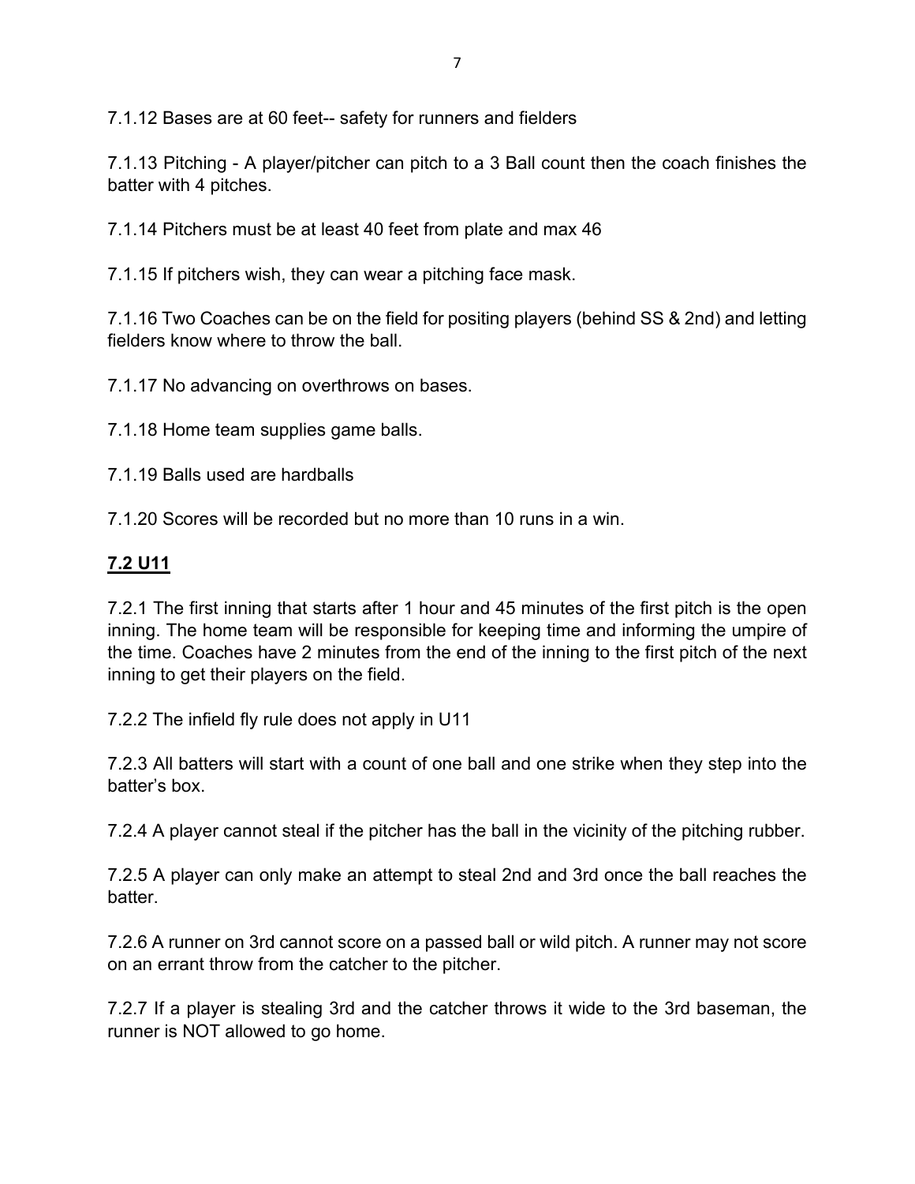7.1.12 Bases are at 60 feet-- safety for runners and fielders

7.1.13 Pitching - A player/pitcher can pitch to a 3 Ball count then the coach finishes the batter with 4 pitches.

7.1.14 Pitchers must be at least 40 feet from plate and max 46

7.1.15 If pitchers wish, they can wear a pitching face mask.

7.1.16 Two Coaches can be on the field for positing players (behind SS & 2nd) and letting fielders know where to throw the ball.

7.1.17 No advancing on overthrows on bases.

7.1.18 Home team supplies game balls.

7.1.19 Balls used are hardballs

7.1.20 Scores will be recorded but no more than 10 runs in a win.

## **<u>7.2 U11</u>**

7.2.1 The first inning that starts after 1 hour and 45 minutes of the first pitch is the open inning. The home team will be responsible for keeping time and informing the umpire of the time. Coaches have 2 minutes from the end of the inning to the first pitch of the next inning to get their players on the field.

7.2.2 The infield fly rule does not apply in U11

7.2.3 All batters will start with a count of one ball and one strike when they step into the batter's box.

7.2.4 A player cannot steal if the pitcher has the ball in the vicinity of the pitching rubber.

7.2.5 A player can only make an attempt to steal 2nd and 3rd once the ball reaches the batter.

7.2.6 A runner on 3rd cannot score on a passed ball or wild pitch. A runner may not score on an errant throw from the catcher to the pitcher.

7.2.7 If a player is stealing 3rd and the catcher throws it wide to the 3rd baseman, the runner is NOT allowed to go home.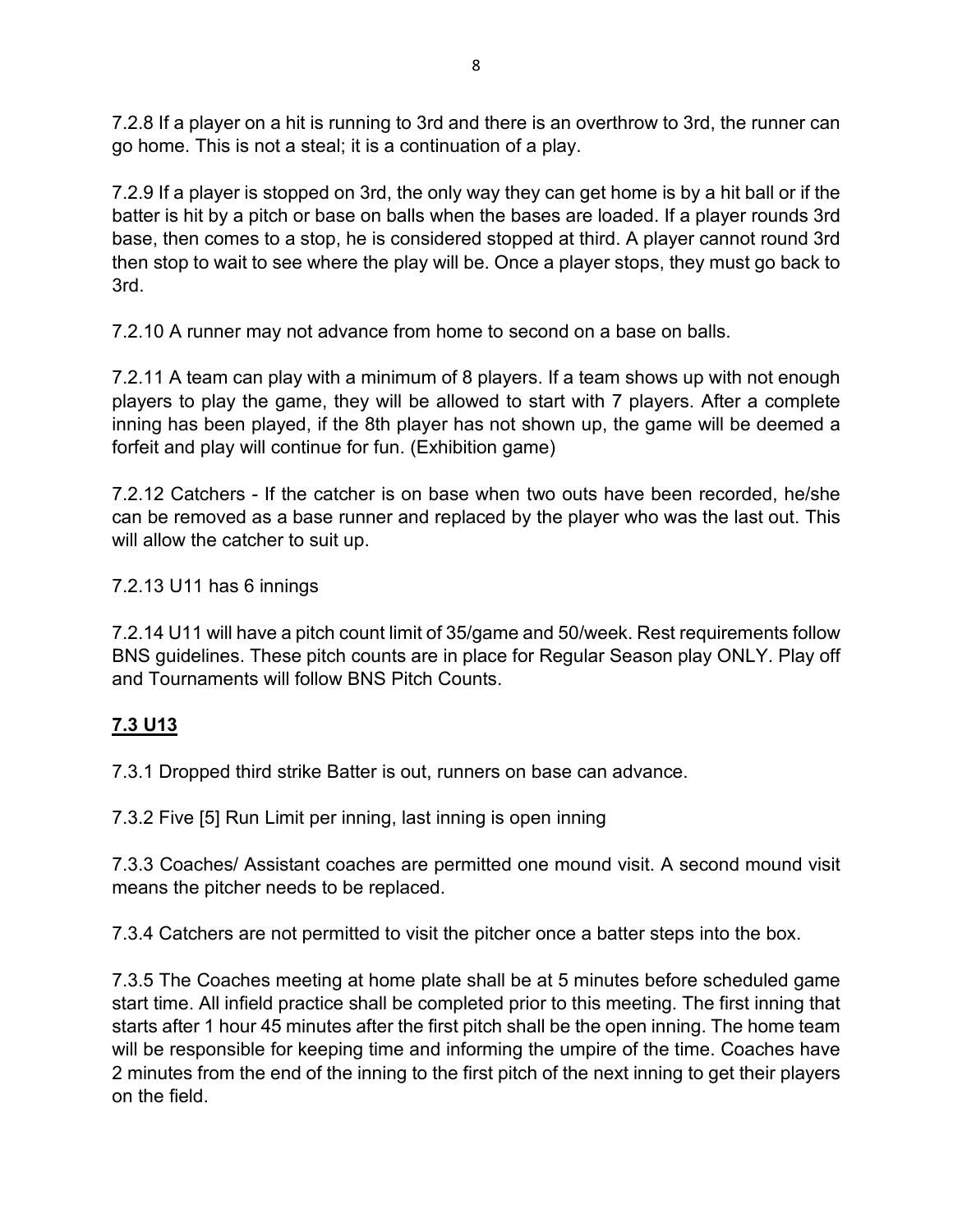7.2.8 If a player on a hit is running to 3rd and there is an overthrow to 3rd, the runner can go home. This is not a steal; it is a continuation of a play.

7.2.9 If a player is stopped on 3rd, the only way they can get home is by a hit ball or if the batter is hit by a pitch or base on balls when the bases are loaded. If a player rounds 3rd base, then comes to a stop, he is considered stopped at third. A player cannot round 3rd then stop to wait to see where the play will be. Once a player stops, they must go back to 3rd.

7.2.10 A runner may not advance from home to second on a base on balls.

7.2.11 A team can play with a minimum of 8 players. If a team shows up with not enough players to play the game, they will be allowed to start with 7 players. After a complete inning has been played, if the 8th player has not shown up, the game will be deemed a forfeit and play will continue for fun. (Exhibition game)

7.2.12 Catchers - If the catcher is on base when two outs have been recorded, he/she can be removed as a base runner and replaced by the player who was the last out. This will allow the catcher to suit up.

7.2.13 U11 has 6 innings

7.2.14 U11 will have a pitch count limit of 35/game and 50/week. Rest requirements follow BNS guidelines. These pitch counts are in place for Regular Season play ONLY. Play off and Tournaments will follow BNS Pitch Counts.

## 7.3 U13

7.3.1 Dropped third strike Batter is out, runners on base can advance.

7.3.2 Five [5] Run Limit per inning, last inning is open inning

7.3.3 Coaches/ Assistant coaches are permitted one mound visit. A second mound visit means the pitcher needs to be replaced.

7.3.4 Catchers are not permitted to visit the pitcher once a batter steps into the box.

7.3.5 The Coaches meeting at home plate shall be at 5 minutes before scheduled game start time. All infield practice shall be completed prior to this meeting. The first inning that starts after 1 hour 45 minutes after the first pitch shall be the open inning. The home team will be responsible for keeping time and informing the umpire of the time. Coaches have 2 minutes from the end of the inning to the first pitch of the next inning to get their players on the field.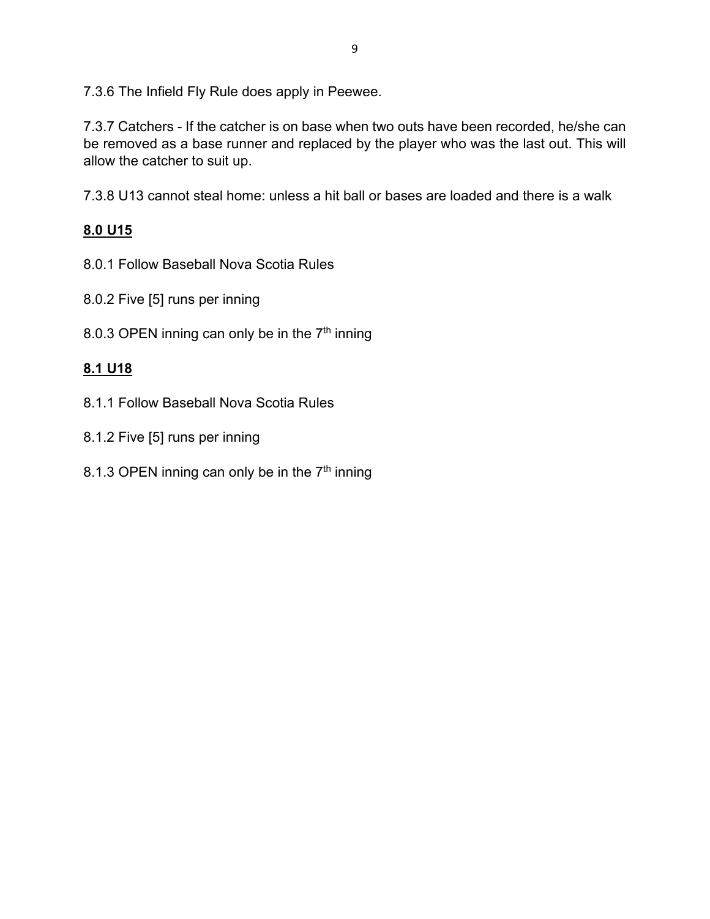7.3.6 The Infield Fly Rule does apply in Peewee.

7.3.7 Catchers - If the catcher is on base when two outs have been recorded, he/she can be removed as a base runner and replaced by the player who was the last out. This will allow the catcher to suit up.

7.3.8 U13 cannot steal home: unless a hit ball or bases are loaded and there is a walk

## 8.0 U15

8.0.1 Follow Baseball Nova Scotia Rules

8.0.2 Five [5] runs per inning

8.0.3 OPEN inning can only be in the 7th inning

## 8.1 U18

8.1.1 Follow Baseball Nova Scotia Rules

8.1.2 Five [5] runs per inning

8.1.3 OPEN inning can only be in the 7th inning